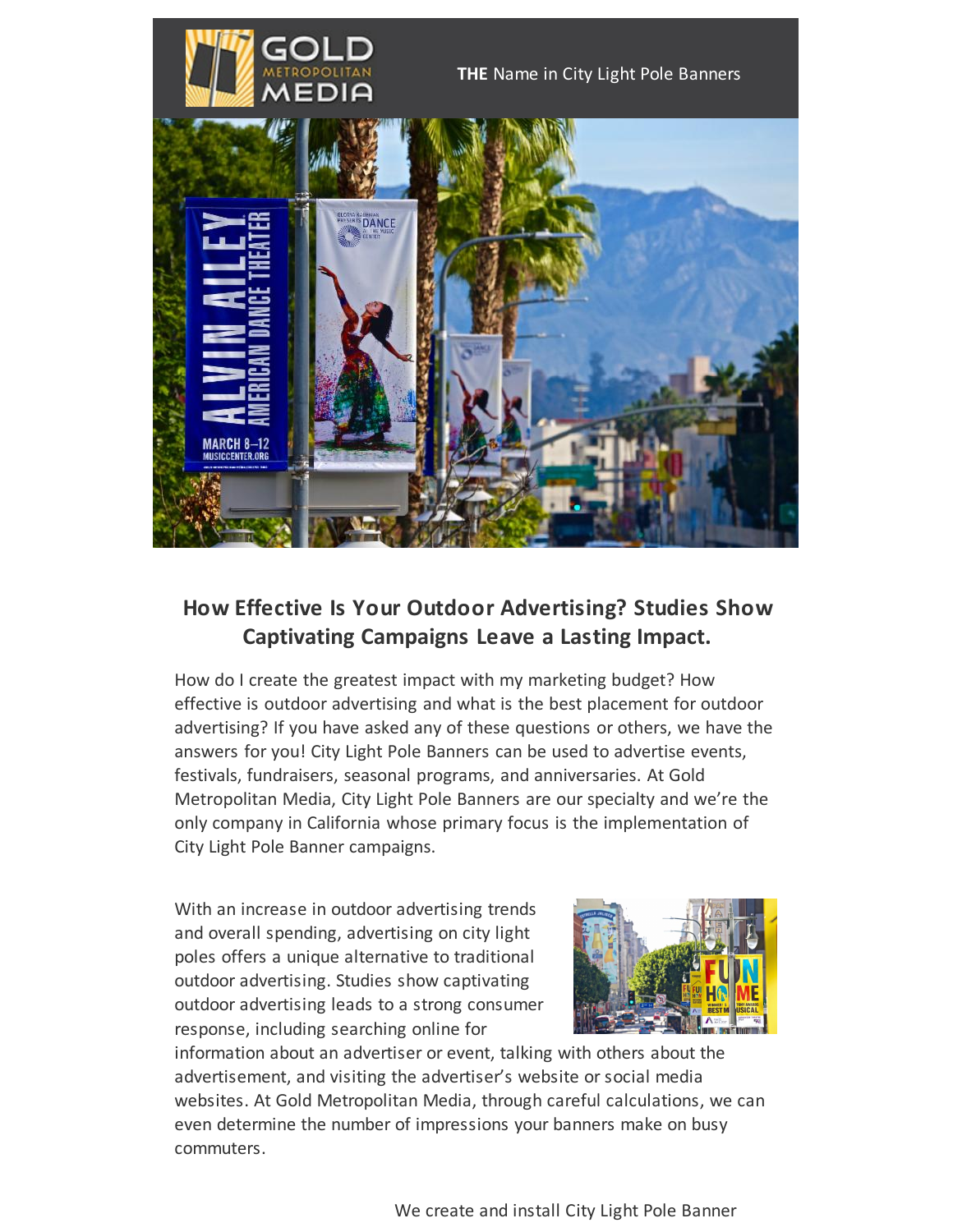GOLD METROPOLITAN MEDIA

**THE** Name in City Light Pole Banners

## How Effective Is Your Outdoor Advertising? Studies Show Captivating Campaigns Leave a Lasting Impact.

How do I create the greatest impact with my marketing budget? How effective is outdoor advertising and what is the best placement for outdoor advertising? If you have asked any of these questions or others, we have the answers for you! City Light Pole Banners can be used to advertise events, festivals, fundraisers, seasonal programs, and anniversaries. At Gold Metropolitan Media, City Light Pole Banners are our specialty and we're the only company in California whose primary focus is the implementation of City Light Pole Banner campaigns.

With an increase in outdoor advertising trends and overall spending, advertising on city light poles offers a unique alternative to traditional outdoor advertising. Studies show captivating outdoor advertising leads to a strong consumer response, including searching online for information about an advertiser or event, talking with others about the advertisement, and visiting the advertiser's website or social media websites. At Gold Metropolitan Media, through careful calculations, we can even determine the number of impressions your banners make on busy commuters.

We create and install City Light Pole Banner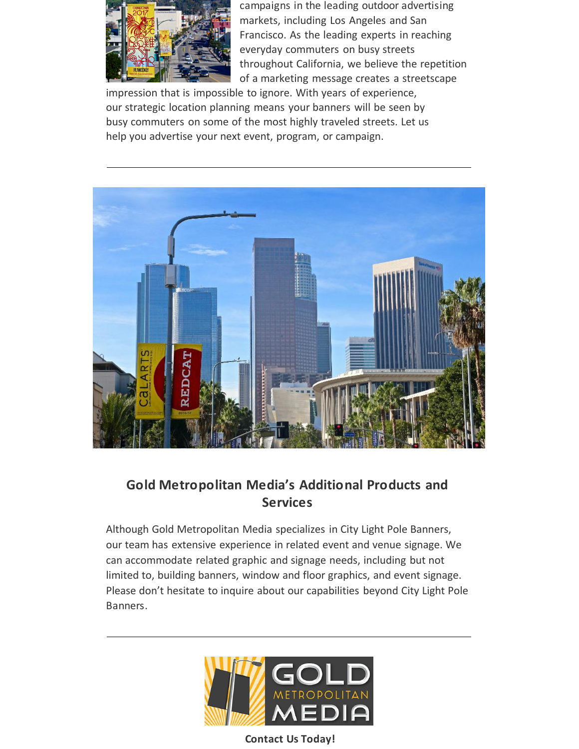campaigns in the leading outdoor advertising markets, including Los Angeles and San Francisco. As the leading experts in reaching everyday commuters on busy streets throughout California, we believe the repetition of a marketing message creates a streetscape impression that is impossible to ignore. With years of experience, our strategic location planning means your banners will be seen by busy commuters on some of the most highly traveled streets. Let us help you advertise your next event, program, or campaign.

---

## Gold Metropolitan Media's Additional Products and Services

Although Gold Metropolitan Media specializes in City Light Pole Banners, our team has extensive experience in related event and venue signage. We can accommodate related graphic and signage needs, including but not limited to, building banners, window and floor graphics, and event signage. Please don't hesitate to inquire about our capabilities beyond City Light Pole Banners.

---

**Contact Us Today!**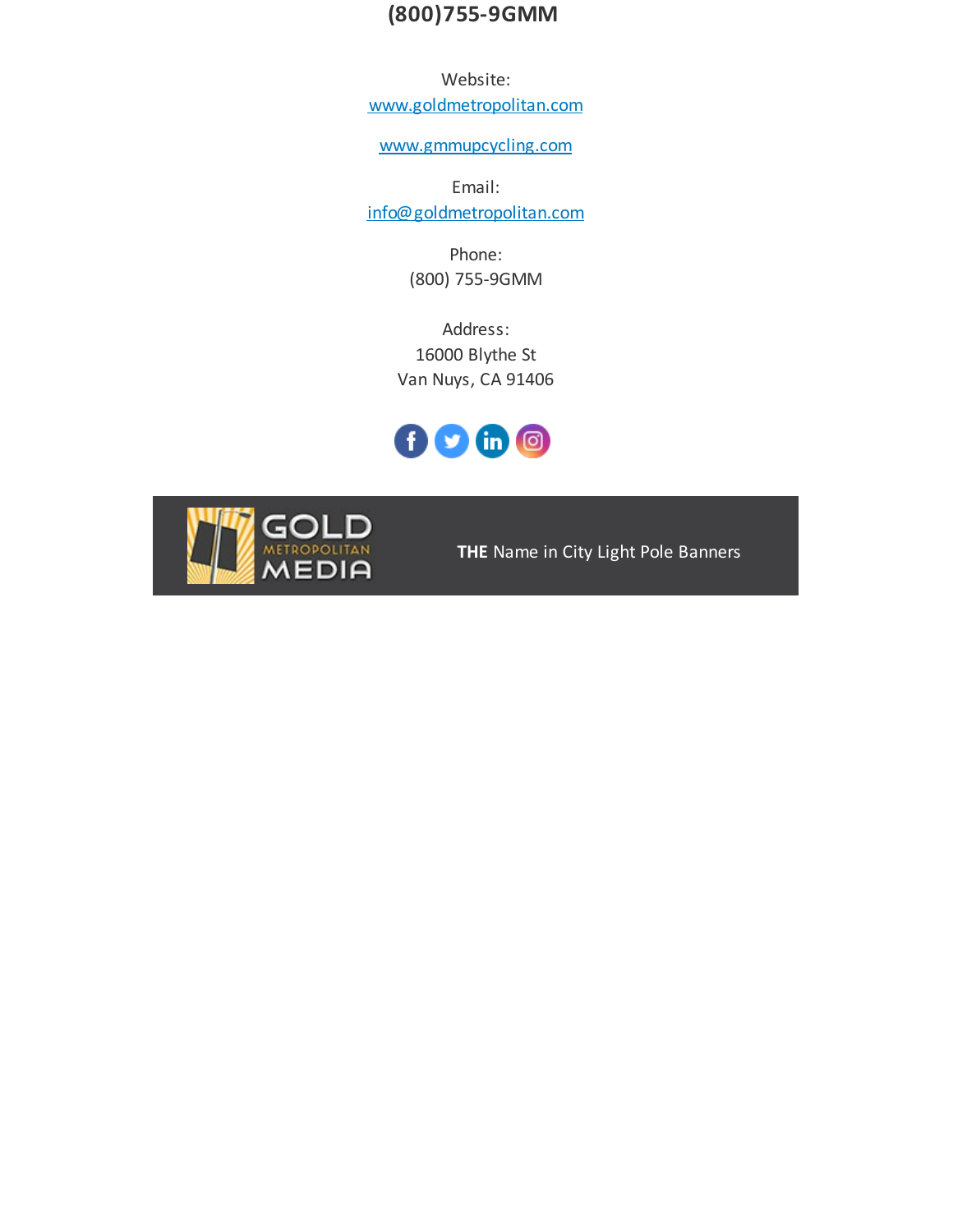**(800)755-9GMM**

Website:
www.goldmetropolitan.com

www.gmmupcycling.com

Email:
info@goldmetropolitan.com

Phone:
(800) 755-9GMM

Address:
16000 Blythe St
Van Nuys, CA 91406

GOLD METROPOLITAN MEDIA

**THE** Name in City Light Pole Banners